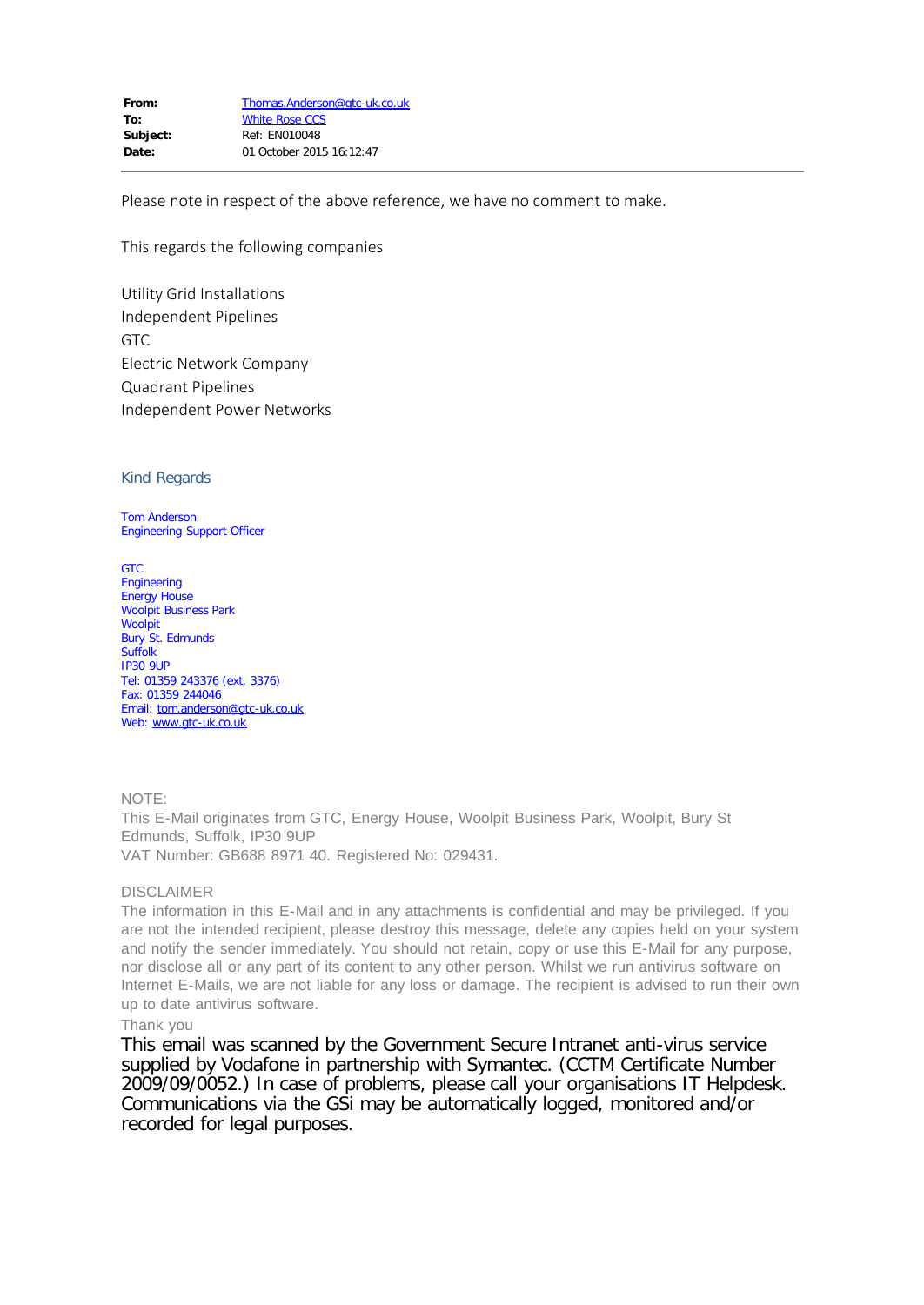| | |
|---|---|
| **From:** | Thomas.Anderson@gtc-uk.co.uk |
| **To:** | White Rose CCS |
| **Subject:** | Ref: EN010048 |
| **Date:** | 01 October 2015 16:12:47 |

---

Please note in respect of the above reference, we have no comment to make.

This regards the following companies

Utility Grid Installations
Independent Pipelines
GTC
Electric Network Company
Quadrant Pipelines
Independent Power Networks

Kind Regards

Tom Anderson
Engineering Support Officer

GTC
Engineering
Energy House
Woolpit Business Park
Woolpit
Bury St. Edmunds
Suffolk
IP30 9UP
Tel: 01359 243376 (ext. 3376)
Fax: 01359 244046
Email: tom.anderson@gtc-uk.co.uk
Web: www.gtc-uk.co.uk

NOTE:
This E-Mail originates from GTC, Energy House, Woolpit Business Park, Woolpit, Bury St Edmunds, Suffolk, IP30 9UP
VAT Number: GB688 8971 40. Registered No: 029431.

DISCLAIMER
The information in this E-Mail and in any attachments is confidential and may be privileged. If you are not the intended recipient, please destroy this message, delete any copies held on your system and notify the sender immediately. You should not retain, copy or use this E-Mail for any purpose, nor disclose all or any part of its content to any other person. Whilst we run antivirus software on Internet E-Mails, we are not liable for any loss or damage. The recipient is advised to run their own up to date antivirus software.
Thank you

This email was scanned by the Government Secure Intranet anti-virus service supplied by Vodafone in partnership with Symantec. (CCTM Certificate Number 2009/09/0052.) In case of problems, please call your organisations IT Helpdesk. Communications via the GSi may be automatically logged, monitored and/or recorded for legal purposes.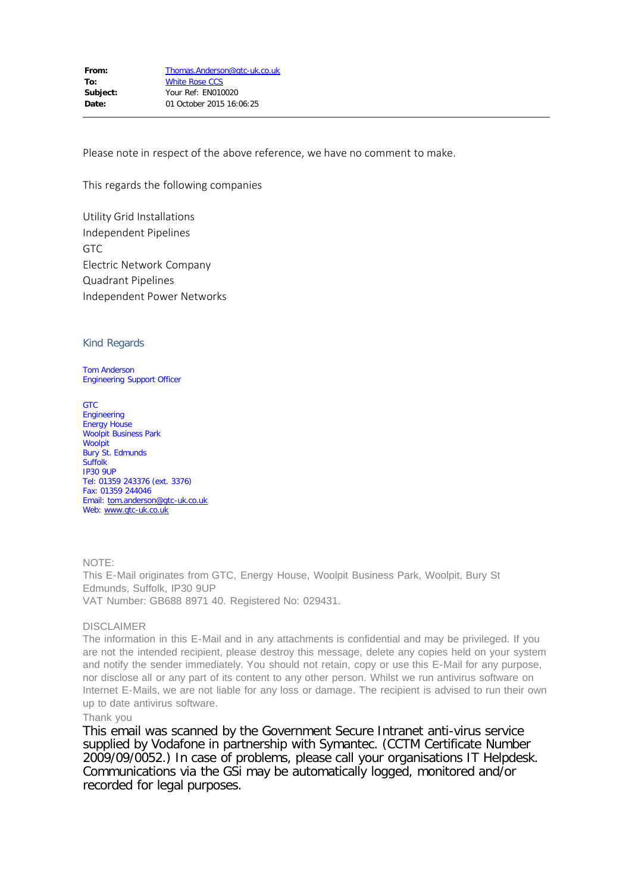| | |
|---|---|
| **From:** | Thomas.Anderson@gtc-uk.co.uk |
| **To:** | White Rose CCS |
| **Subject:** | Your Ref: EN010020 |
| **Date:** | 01 October 2015 16:06:25 |

---

Please note in respect of the above reference, we have no comment to make.

This regards the following companies

Utility Grid Installations
Independent Pipelines
GTC
Electric Network Company
Quadrant Pipelines
Independent Power Networks

Kind Regards

Tom Anderson
Engineering Support Officer

GTC
Engineering
Energy House
Woolpit Business Park
Woolpit
Bury St. Edmunds
Suffolk
IP30 9UP
Tel: 01359 243376 (ext. 3376)
Fax: 01359 244046
Email: tom.anderson@gtc-uk.co.uk
Web: www.gtc-uk.co.uk

NOTE:
This E-Mail originates from GTC, Energy House, Woolpit Business Park, Woolpit, Bury St Edmunds, Suffolk, IP30 9UP
VAT Number: GB688 8971 40. Registered No: 029431.

DISCLAIMER
The information in this E-Mail and in any attachments is confidential and may be privileged. If you are not the intended recipient, please destroy this message, delete any copies held on your system and notify the sender immediately. You should not retain, copy or use this E-Mail for any purpose, nor disclose all or any part of its content to any other person. Whilst we run antivirus software on Internet E-Mails, we are not liable for any loss or damage. The recipient is advised to run their own up to date antivirus software.
Thank you

This email was scanned by the Government Secure Intranet anti-virus service supplied by Vodafone in partnership with Symantec. (CCTM Certificate Number 2009/09/0052.) In case of problems, please call your organisations IT Helpdesk. Communications via the GSi may be automatically logged, monitored and/or recorded for legal purposes.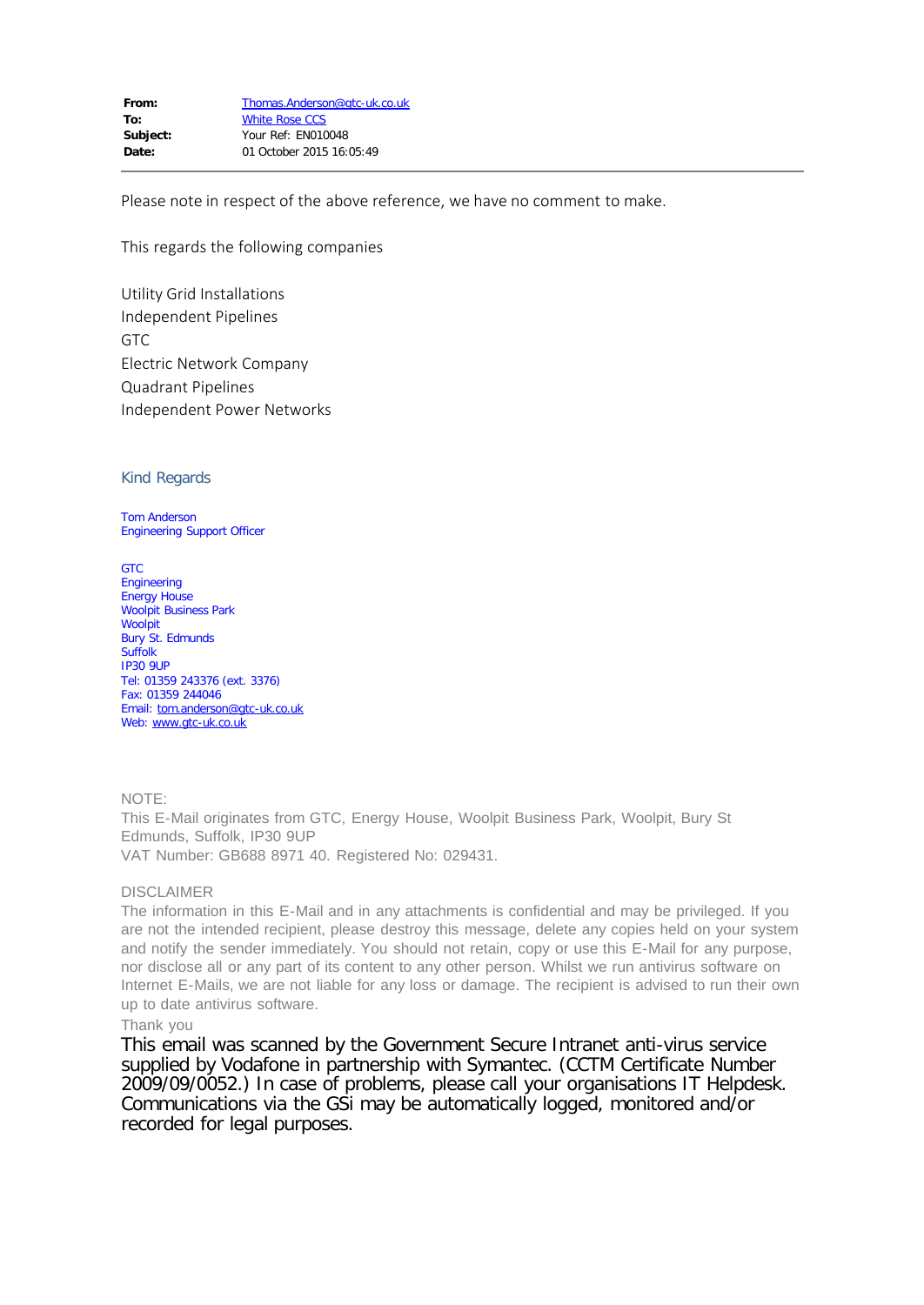**From:** Thomas.Anderson@gtc-uk.co.uk
**To:** White Rose CCS
**Subject:** Your Ref: EN010048
**Date:** 01 October 2015 16:05:49

---

Please note in respect of the above reference, we have no comment to make.

This regards the following companies

Utility Grid Installations
Independent Pipelines
GTC
Electric Network Company
Quadrant Pipelines
Independent Power Networks

Kind Regards

Tom Anderson
Engineering Support Officer

GTC
Engineering
Energy House
Woolpit Business Park
Woolpit
Bury St. Edmunds
Suffolk
IP30 9UP
Tel: 01359 243376 (ext. 3376)
Fax: 01359 244046
Email: tom.anderson@gtc-uk.co.uk
Web: www.gtc-uk.co.uk

NOTE:
This E-Mail originates from GTC, Energy House, Woolpit Business Park, Woolpit, Bury St Edmunds, Suffolk, IP30 9UP
VAT Number: GB688 8971 40. Registered No: 029431.

DISCLAIMER
The information in this E-Mail and in any attachments is confidential and may be privileged. If you are not the intended recipient, please destroy this message, delete any copies held on your system and notify the sender immediately. You should not retain, copy or use this E-Mail for any purpose, nor disclose all or any part of its content to any other person. Whilst we run antivirus software on Internet E-Mails, we are not liable for any loss or damage. The recipient is advised to run their own up to date antivirus software.
Thank you

This email was scanned by the Government Secure Intranet anti-virus service supplied by Vodafone in partnership with Symantec. (CCTM Certificate Number 2009/09/0052.) In case of problems, please call your organisations IT Helpdesk. Communications via the GSi may be automatically logged, monitored and/or recorded for legal purposes.